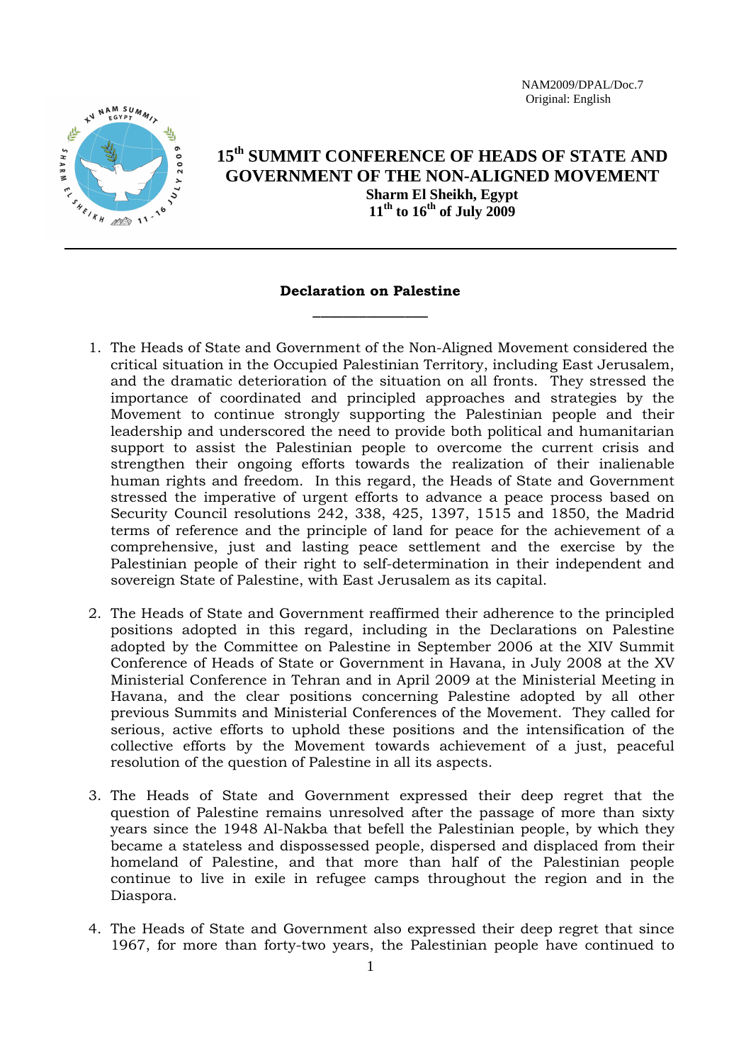NAM2009/DPAL/Doc.7
Original: English

# 15th SUMMIT CONFERENCE OF HEADS OF STATE AND GOVERNMENT OF THE NON-ALIGNED MOVEMENT

**Sharm El Sheikh, Egypt**
**11th to 16th of July 2009**

---

## Declaration on Palestine

1. The Heads of State and Government of the Non-Aligned Movement considered the critical situation in the Occupied Palestinian Territory, including East Jerusalem, and the dramatic deterioration of the situation on all fronts. They stressed the importance of coordinated and principled approaches and strategies by the Movement to continue strongly supporting the Palestinian people and their leadership and underscored the need to provide both political and humanitarian support to assist the Palestinian people to overcome the current crisis and strengthen their ongoing efforts towards the realization of their inalienable human rights and freedom. In this regard, the Heads of State and Government stressed the imperative of urgent efforts to advance a peace process based on Security Council resolutions 242, 338, 425, 1397, 1515 and 1850, the Madrid terms of reference and the principle of land for peace for the achievement of a comprehensive, just and lasting peace settlement and the exercise by the Palestinian people of their right to self-determination in their independent and sovereign State of Palestine, with East Jerusalem as its capital.

2. The Heads of State and Government reaffirmed their adherence to the principled positions adopted in this regard, including in the Declarations on Palestine adopted by the Committee on Palestine in September 2006 at the XIV Summit Conference of Heads of State or Government in Havana, in July 2008 at the XV Ministerial Conference in Tehran and in April 2009 at the Ministerial Meeting in Havana, and the clear positions concerning Palestine adopted by all other previous Summits and Ministerial Conferences of the Movement. They called for serious, active efforts to uphold these positions and the intensification of the collective efforts by the Movement towards achievement of a just, peaceful resolution of the question of Palestine in all its aspects.

3. The Heads of State and Government expressed their deep regret that the question of Palestine remains unresolved after the passage of more than sixty years since the 1948 Al-Nakba that befell the Palestinian people, by which they became a stateless and dispossessed people, dispersed and displaced from their homeland of Palestine, and that more than half of the Palestinian people continue to live in exile in refugee camps throughout the region and in the Diaspora.

4. The Heads of State and Government also expressed their deep regret that since 1967, for more than forty-two years, the Palestinian people have continued to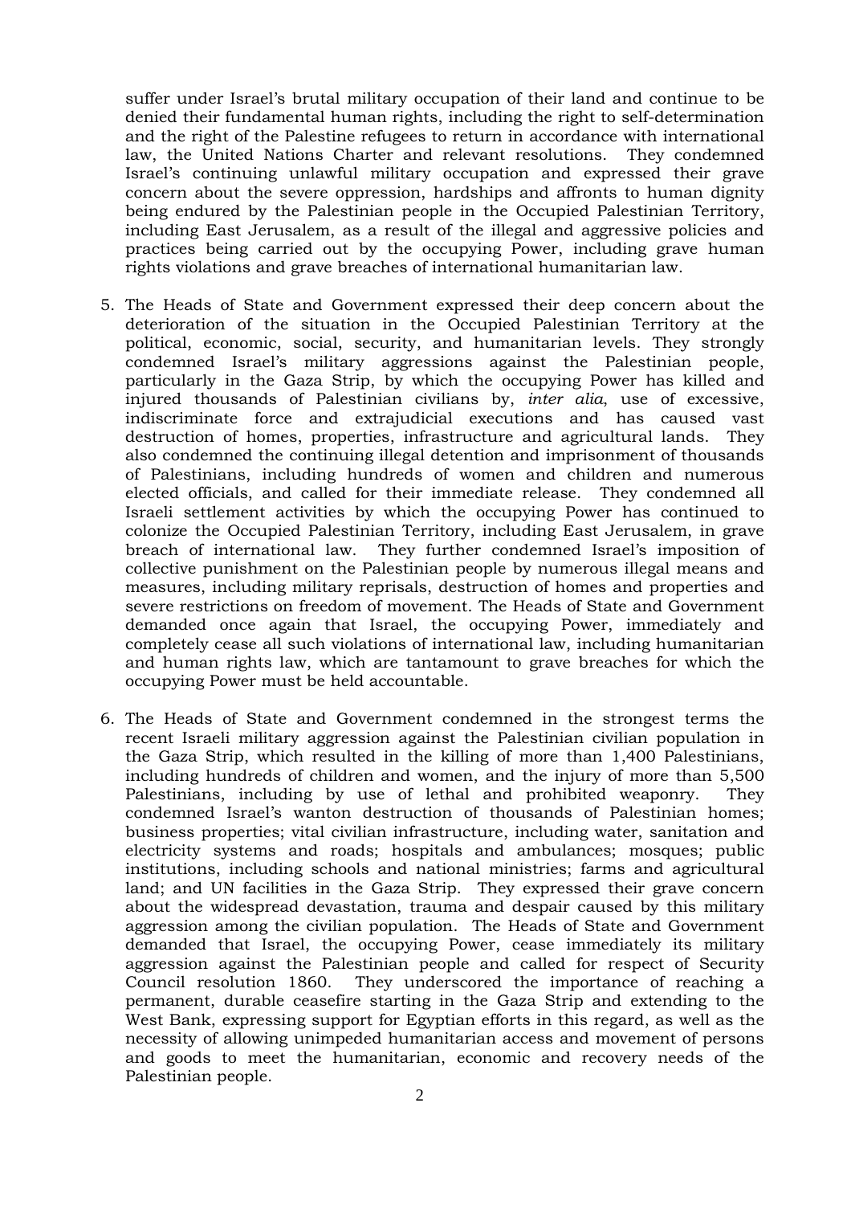suffer under Israel's brutal military occupation of their land and continue to be denied their fundamental human rights, including the right to self-determination and the right of the Palestine refugees to return in accordance with international law, the United Nations Charter and relevant resolutions. They condemned Israel's continuing unlawful military occupation and expressed their grave concern about the severe oppression, hardships and affronts to human dignity being endured by the Palestinian people in the Occupied Palestinian Territory, including East Jerusalem, as a result of the illegal and aggressive policies and practices being carried out by the occupying Power, including grave human rights violations and grave breaches of international humanitarian law.

5. The Heads of State and Government expressed their deep concern about the deterioration of the situation in the Occupied Palestinian Territory at the political, economic, social, security, and humanitarian levels. They strongly condemned Israel's military aggressions against the Palestinian people, particularly in the Gaza Strip, by which the occupying Power has killed and injured thousands of Palestinian civilians by, *inter alia*, use of excessive, indiscriminate force and extrajudicial executions and has caused vast destruction of homes, properties, infrastructure and agricultural lands. They also condemned the continuing illegal detention and imprisonment of thousands of Palestinians, including hundreds of women and children and numerous elected officials, and called for their immediate release. They condemned all Israeli settlement activities by which the occupying Power has continued to colonize the Occupied Palestinian Territory, including East Jerusalem, in grave breach of international law. They further condemned Israel's imposition of collective punishment on the Palestinian people by numerous illegal means and measures, including military reprisals, destruction of homes and properties and severe restrictions on freedom of movement. The Heads of State and Government demanded once again that Israel, the occupying Power, immediately and completely cease all such violations of international law, including humanitarian and human rights law, which are tantamount to grave breaches for which the occupying Power must be held accountable.

6. The Heads of State and Government condemned in the strongest terms the recent Israeli military aggression against the Palestinian civilian population in the Gaza Strip, which resulted in the killing of more than 1,400 Palestinians, including hundreds of children and women, and the injury of more than 5,500 Palestinians, including by use of lethal and prohibited weaponry. They condemned Israel's wanton destruction of thousands of Palestinian homes; business properties; vital civilian infrastructure, including water, sanitation and electricity systems and roads; hospitals and ambulances; mosques; public institutions, including schools and national ministries; farms and agricultural land; and UN facilities in the Gaza Strip. They expressed their grave concern about the widespread devastation, trauma and despair caused by this military aggression among the civilian population. The Heads of State and Government demanded that Israel, the occupying Power, cease immediately its military aggression against the Palestinian people and called for respect of Security Council resolution 1860. They underscored the importance of reaching a permanent, durable ceasefire starting in the Gaza Strip and extending to the West Bank, expressing support for Egyptian efforts in this regard, as well as the necessity of allowing unimpeded humanitarian access and movement of persons and goods to meet the humanitarian, economic and recovery needs of the Palestinian people.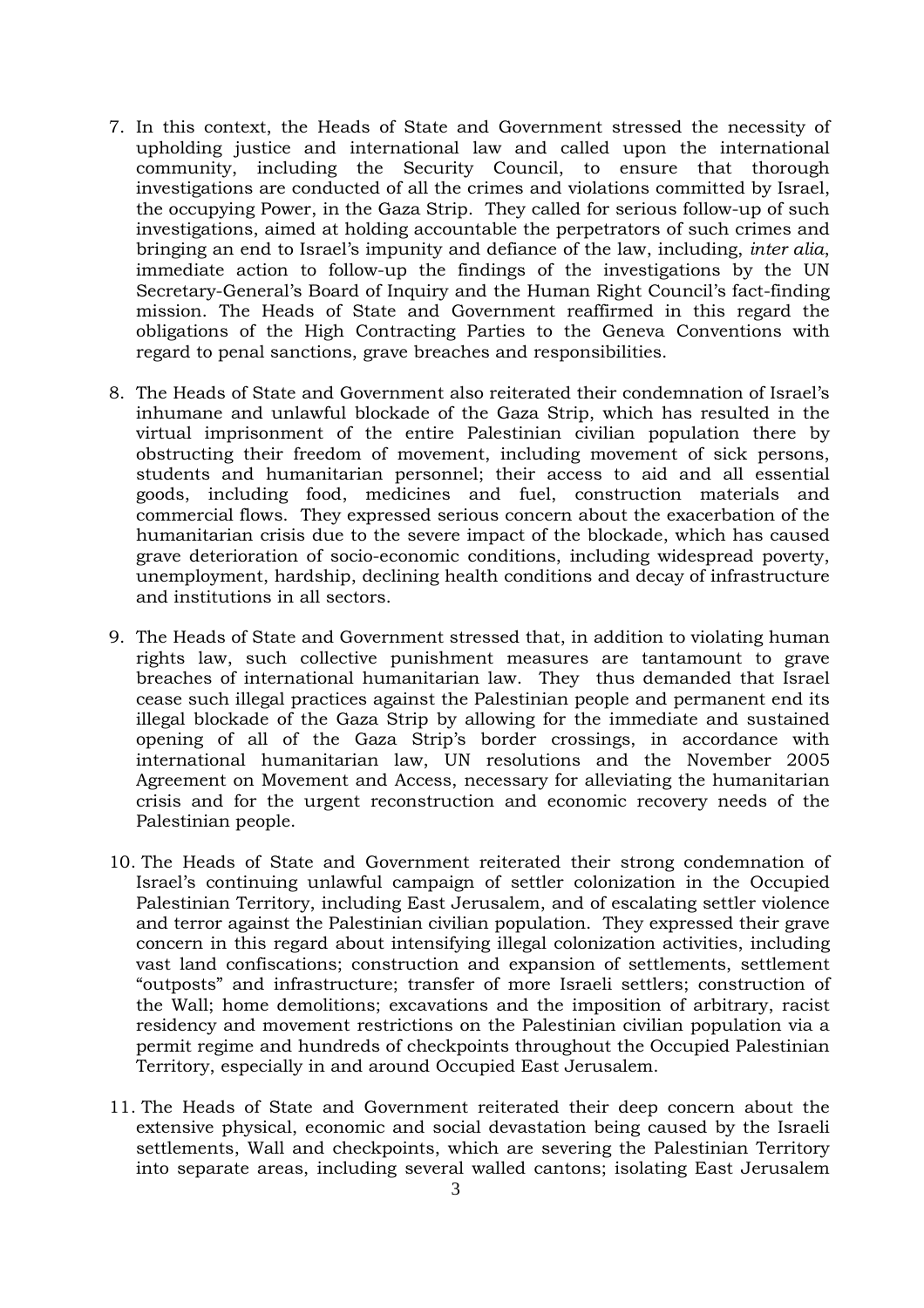7. In this context, the Heads of State and Government stressed the necessity of upholding justice and international law and called upon the international community, including the Security Council, to ensure that thorough investigations are conducted of all the crimes and violations committed by Israel, the occupying Power, in the Gaza Strip. They called for serious follow-up of such investigations, aimed at holding accountable the perpetrators of such crimes and bringing an end to Israel's impunity and defiance of the law, including, *inter alia*, immediate action to follow-up the findings of the investigations by the UN Secretary-General's Board of Inquiry and the Human Right Council's fact-finding mission. The Heads of State and Government reaffirmed in this regard the obligations of the High Contracting Parties to the Geneva Conventions with regard to penal sanctions, grave breaches and responsibilities.

8. The Heads of State and Government also reiterated their condemnation of Israel's inhumane and unlawful blockade of the Gaza Strip, which has resulted in the virtual imprisonment of the entire Palestinian civilian population there by obstructing their freedom of movement, including movement of sick persons, students and humanitarian personnel; their access to aid and all essential goods, including food, medicines and fuel, construction materials and commercial flows. They expressed serious concern about the exacerbation of the humanitarian crisis due to the severe impact of the blockade, which has caused grave deterioration of socio-economic conditions, including widespread poverty, unemployment, hardship, declining health conditions and decay of infrastructure and institutions in all sectors.

9. The Heads of State and Government stressed that, in addition to violating human rights law, such collective punishment measures are tantamount to grave breaches of international humanitarian law. They thus demanded that Israel cease such illegal practices against the Palestinian people and permanent end its illegal blockade of the Gaza Strip by allowing for the immediate and sustained opening of all of the Gaza Strip's border crossings, in accordance with international humanitarian law, UN resolutions and the November 2005 Agreement on Movement and Access, necessary for alleviating the humanitarian crisis and for the urgent reconstruction and economic recovery needs of the Palestinian people.

10. The Heads of State and Government reiterated their strong condemnation of Israel's continuing unlawful campaign of settler colonization in the Occupied Palestinian Territory, including East Jerusalem, and of escalating settler violence and terror against the Palestinian civilian population. They expressed their grave concern in this regard about intensifying illegal colonization activities, including vast land confiscations; construction and expansion of settlements, settlement "outposts" and infrastructure; transfer of more Israeli settlers; construction of the Wall; home demolitions; excavations and the imposition of arbitrary, racist residency and movement restrictions on the Palestinian civilian population via a permit regime and hundreds of checkpoints throughout the Occupied Palestinian Territory, especially in and around Occupied East Jerusalem.

11. The Heads of State and Government reiterated their deep concern about the extensive physical, economic and social devastation being caused by the Israeli settlements, Wall and checkpoints, which are severing the Palestinian Territory into separate areas, including several walled cantons; isolating East Jerusalem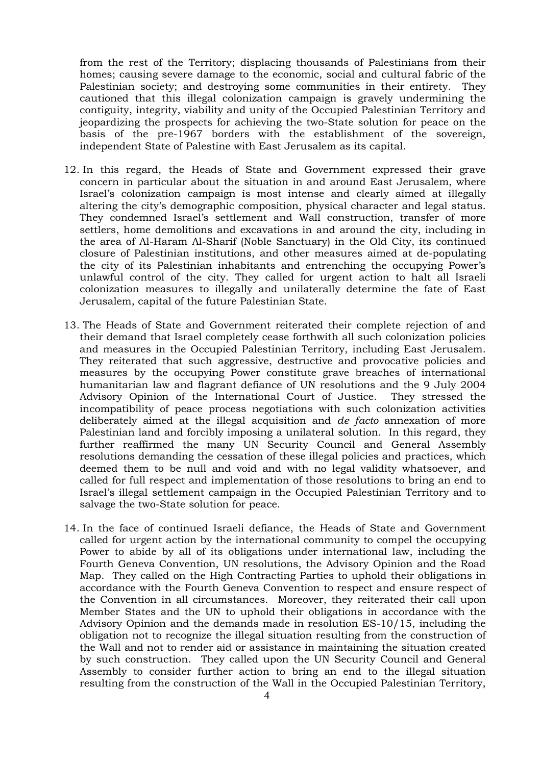from the rest of the Territory; displacing thousands of Palestinians from their homes; causing severe damage to the economic, social and cultural fabric of the Palestinian society; and destroying some communities in their entirety. They cautioned that this illegal colonization campaign is gravely undermining the contiguity, integrity, viability and unity of the Occupied Palestinian Territory and jeopardizing the prospects for achieving the two-State solution for peace on the basis of the pre-1967 borders with the establishment of the sovereign, independent State of Palestine with East Jerusalem as its capital.

12. In this regard, the Heads of State and Government expressed their grave concern in particular about the situation in and around East Jerusalem, where Israel's colonization campaign is most intense and clearly aimed at illegally altering the city's demographic composition, physical character and legal status. They condemned Israel's settlement and Wall construction, transfer of more settlers, home demolitions and excavations in and around the city, including in the area of Al-Haram Al-Sharif (Noble Sanctuary) in the Old City, its continued closure of Palestinian institutions, and other measures aimed at de-populating the city of its Palestinian inhabitants and entrenching the occupying Power's unlawful control of the city. They called for urgent action to halt all Israeli colonization measures to illegally and unilaterally determine the fate of East Jerusalem, capital of the future Palestinian State.

13. The Heads of State and Government reiterated their complete rejection of and their demand that Israel completely cease forthwith all such colonization policies and measures in the Occupied Palestinian Territory, including East Jerusalem. They reiterated that such aggressive, destructive and provocative policies and measures by the occupying Power constitute grave breaches of international humanitarian law and flagrant defiance of UN resolutions and the 9 July 2004 Advisory Opinion of the International Court of Justice. They stressed the incompatibility of peace process negotiations with such colonization activities deliberately aimed at the illegal acquisition and *de facto* annexation of more Palestinian land and forcibly imposing a unilateral solution. In this regard, they further reaffirmed the many UN Security Council and General Assembly resolutions demanding the cessation of these illegal policies and practices, which deemed them to be null and void and with no legal validity whatsoever, and called for full respect and implementation of those resolutions to bring an end to Israel's illegal settlement campaign in the Occupied Palestinian Territory and to salvage the two-State solution for peace.

14. In the face of continued Israeli defiance, the Heads of State and Government called for urgent action by the international community to compel the occupying Power to abide by all of its obligations under international law, including the Fourth Geneva Convention, UN resolutions, the Advisory Opinion and the Road Map. They called on the High Contracting Parties to uphold their obligations in accordance with the Fourth Geneva Convention to respect and ensure respect of the Convention in all circumstances. Moreover, they reiterated their call upon Member States and the UN to uphold their obligations in accordance with the Advisory Opinion and the demands made in resolution ES-10/15, including the obligation not to recognize the illegal situation resulting from the construction of the Wall and not to render aid or assistance in maintaining the situation created by such construction. They called upon the UN Security Council and General Assembly to consider further action to bring an end to the illegal situation resulting from the construction of the Wall in the Occupied Palestinian Territory,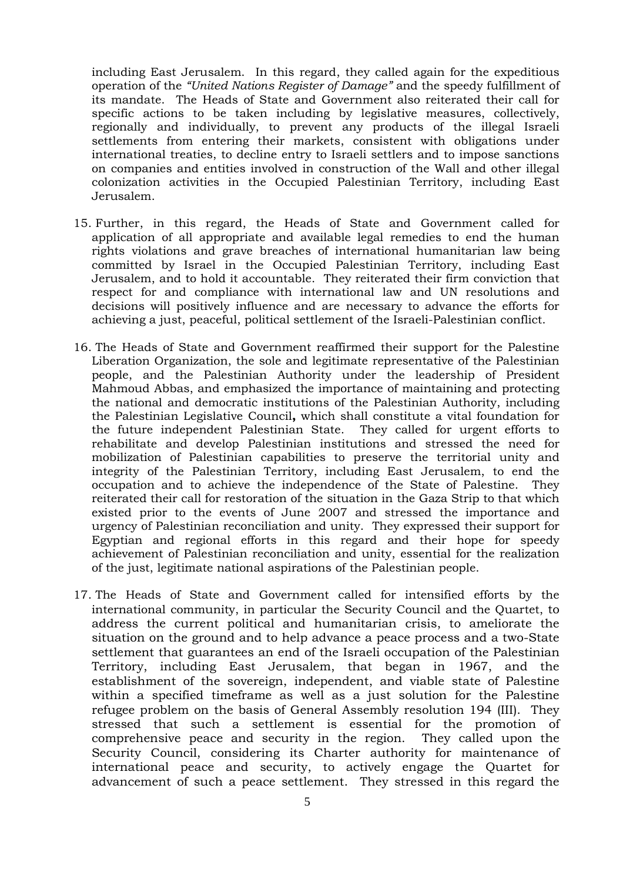including East Jerusalem. In this regard, they called again for the expeditious operation of the *"United Nations Register of Damage"* and the speedy fulfillment of its mandate. The Heads of State and Government also reiterated their call for specific actions to be taken including by legislative measures, collectively, regionally and individually, to prevent any products of the illegal Israeli settlements from entering their markets, consistent with obligations under international treaties, to decline entry to Israeli settlers and to impose sanctions on companies and entities involved in construction of the Wall and other illegal colonization activities in the Occupied Palestinian Territory, including East Jerusalem.

15. Further, in this regard, the Heads of State and Government called for application of all appropriate and available legal remedies to end the human rights violations and grave breaches of international humanitarian law being committed by Israel in the Occupied Palestinian Territory, including East Jerusalem, and to hold it accountable. They reiterated their firm conviction that respect for and compliance with international law and UN resolutions and decisions will positively influence and are necessary to advance the efforts for achieving a just, peaceful, political settlement of the Israeli-Palestinian conflict.

16. The Heads of State and Government reaffirmed their support for the Palestine Liberation Organization, the sole and legitimate representative of the Palestinian people, and the Palestinian Authority under the leadership of President Mahmoud Abbas, and emphasized the importance of maintaining and protecting the national and democratic institutions of the Palestinian Authority, including the Palestinian Legislative Council**,** which shall constitute a vital foundation for the future independent Palestinian State. They called for urgent efforts to rehabilitate and develop Palestinian institutions and stressed the need for mobilization of Palestinian capabilities to preserve the territorial unity and integrity of the Palestinian Territory, including East Jerusalem, to end the occupation and to achieve the independence of the State of Palestine. They reiterated their call for restoration of the situation in the Gaza Strip to that which existed prior to the events of June 2007 and stressed the importance and urgency of Palestinian reconciliation and unity. They expressed their support for Egyptian and regional efforts in this regard and their hope for speedy achievement of Palestinian reconciliation and unity, essential for the realization of the just, legitimate national aspirations of the Palestinian people.

17. The Heads of State and Government called for intensified efforts by the international community, in particular the Security Council and the Quartet, to address the current political and humanitarian crisis, to ameliorate the situation on the ground and to help advance a peace process and a two-State settlement that guarantees an end of the Israeli occupation of the Palestinian Territory, including East Jerusalem, that began in 1967, and the establishment of the sovereign, independent, and viable state of Palestine within a specified timeframe as well as a just solution for the Palestine refugee problem on the basis of General Assembly resolution 194 (III). They stressed that such a settlement is essential for the promotion of comprehensive peace and security in the region. They called upon the Security Council, considering its Charter authority for maintenance of international peace and security, to actively engage the Quartet for advancement of such a peace settlement. They stressed in this regard the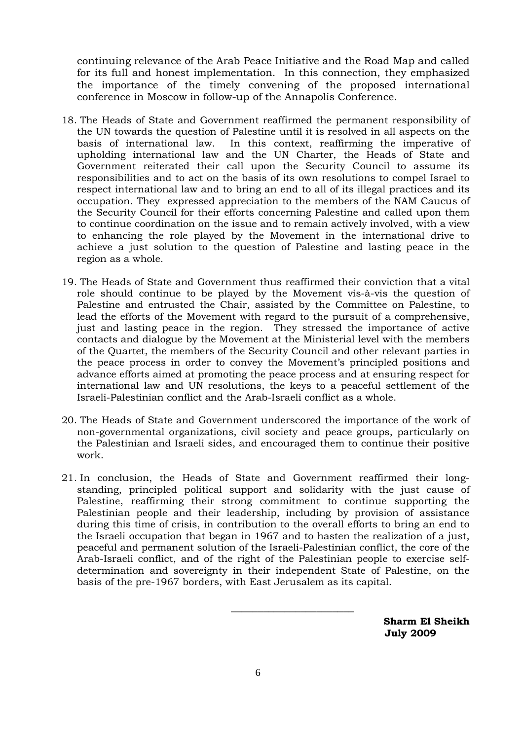continuing relevance of the Arab Peace Initiative and the Road Map and called for its full and honest implementation. In this connection, they emphasized the importance of the timely convening of the proposed international conference in Moscow in follow-up of the Annapolis Conference.

18. The Heads of State and Government reaffirmed the permanent responsibility of the UN towards the question of Palestine until it is resolved in all aspects on the basis of international law. In this context, reaffirming the imperative of upholding international law and the UN Charter, the Heads of State and Government reiterated their call upon the Security Council to assume its responsibilities and to act on the basis of its own resolutions to compel Israel to respect international law and to bring an end to all of its illegal practices and its occupation. They expressed appreciation to the members of the NAM Caucus of the Security Council for their efforts concerning Palestine and called upon them to continue coordination on the issue and to remain actively involved, with a view to enhancing the role played by the Movement in the international drive to achieve a just solution to the question of Palestine and lasting peace in the region as a whole.

19. The Heads of State and Government thus reaffirmed their conviction that a vital role should continue to be played by the Movement vis-à-vis the question of Palestine and entrusted the Chair, assisted by the Committee on Palestine, to lead the efforts of the Movement with regard to the pursuit of a comprehensive, just and lasting peace in the region. They stressed the importance of active contacts and dialogue by the Movement at the Ministerial level with the members of the Quartet, the members of the Security Council and other relevant parties in the peace process in order to convey the Movement's principled positions and advance efforts aimed at promoting the peace process and at ensuring respect for international law and UN resolutions, the keys to a peaceful settlement of the Israeli-Palestinian conflict and the Arab-Israeli conflict as a whole.

20. The Heads of State and Government underscored the importance of the work of non-governmental organizations, civil society and peace groups, particularly on the Palestinian and Israeli sides, and encouraged them to continue their positive work.

21. In conclusion, the Heads of State and Government reaffirmed their long-standing, principled political support and solidarity with the just cause of Palestine, reaffirming their strong commitment to continue supporting the Palestinian people and their leadership, including by provision of assistance during this time of crisis, in contribution to the overall efforts to bring an end to the Israeli occupation that began in 1967 and to hasten the realization of a just, peaceful and permanent solution of the Israeli-Palestinian conflict, the core of the Arab-Israeli conflict, and of the right of the Palestinian people to exercise self-determination and sovereignty in their independent State of Palestine, on the basis of the pre-1967 borders, with East Jerusalem as its capital.

---

**Sharm El Sheikh**
**July 2009**